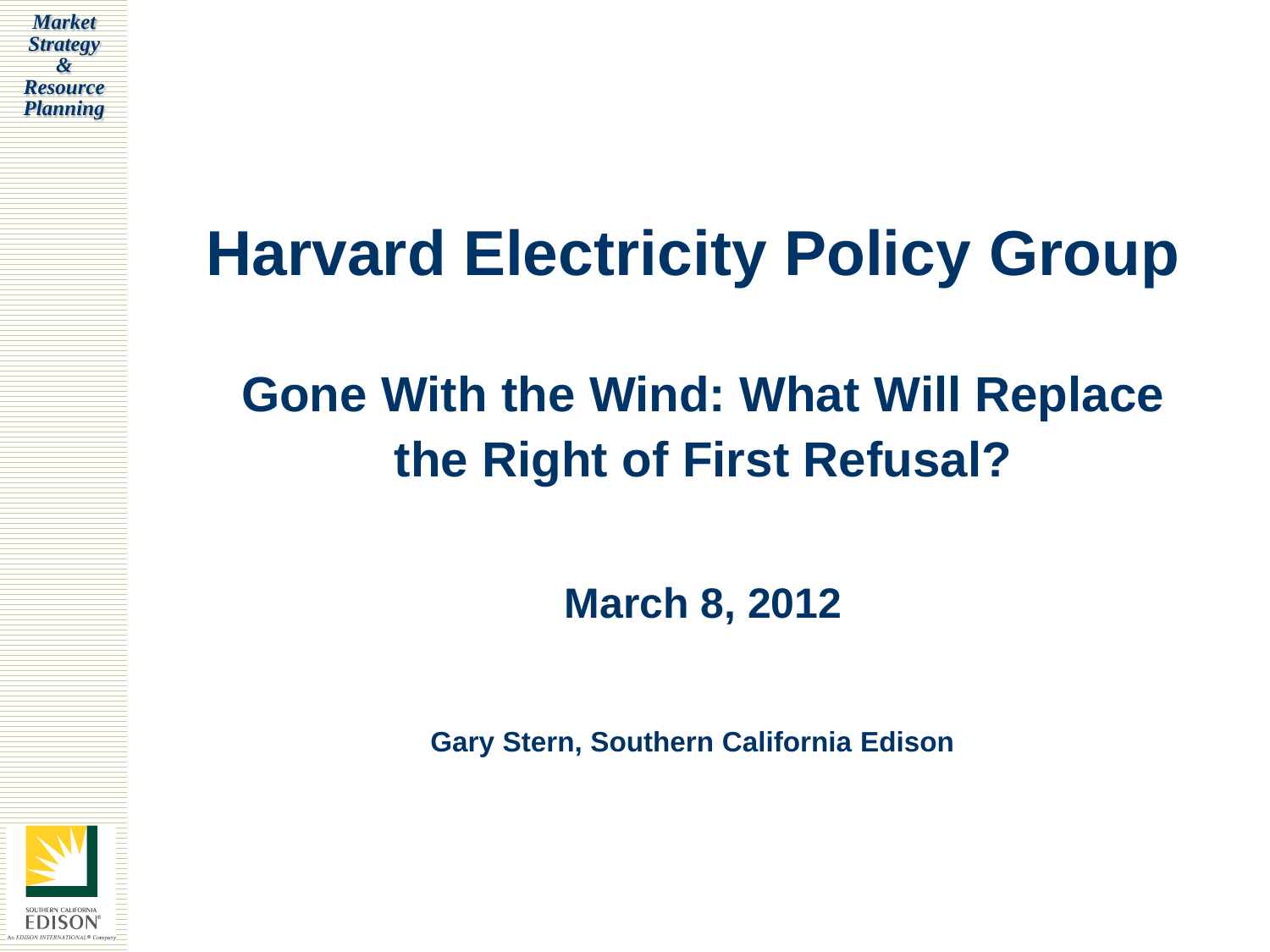*Market Strategy & Resource Planning*

# Harvard Electricity Policy Group

## Gone With the Wind: What Will Replace the Right of First Refusal?

**March 8, 2012**

**Gary Stern, Southern California Edison**

SOUTHERN CALIFORNIA EDISON®

*An EDISON INTERNATIONAL® Company*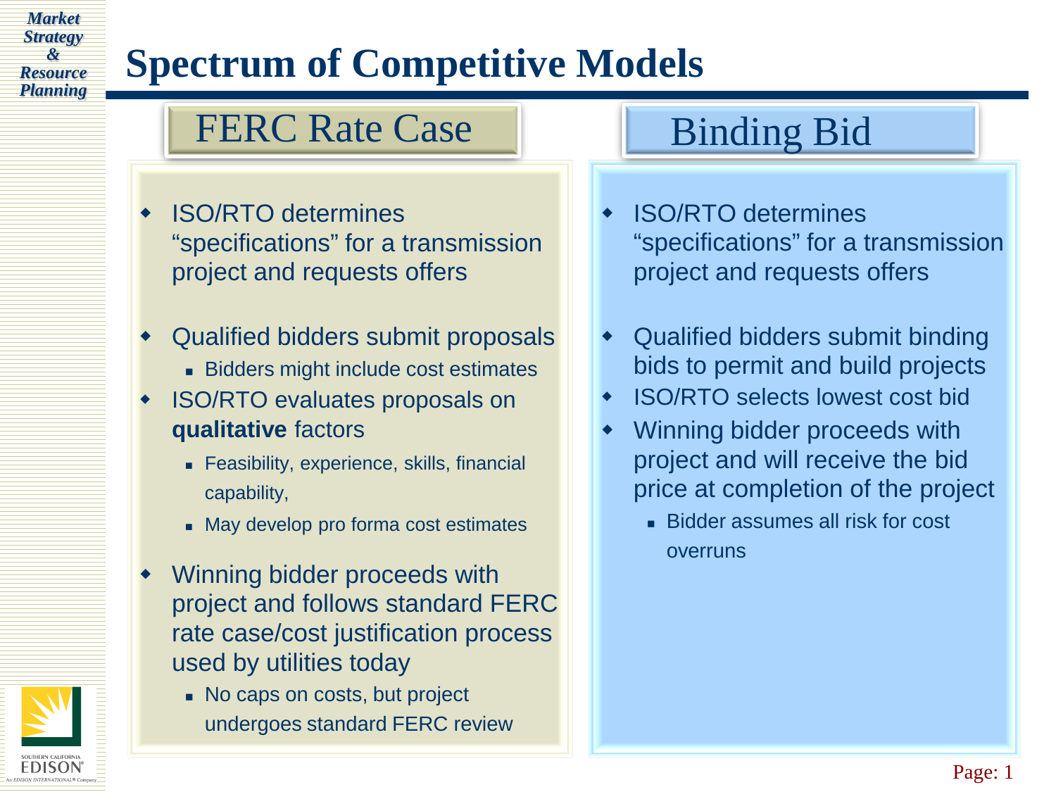# Spectrum of Competitive Models

## FERC Rate Case

- ISO/RTO determines "specifications" for a transmission project and requests offers
- Qualified bidders submit proposals
  - Bidders might include cost estimates
- ISO/RTO evaluates proposals on **qualitative** factors
  - Feasibility, experience, skills, financial capability,
  - May develop pro forma cost estimates
- Winning bidder proceeds with project and follows standard FERC rate case/cost justification process used by utilities today
  - No caps on costs, but project undergoes standard FERC review

## Binding Bid

- ISO/RTO determines "specifications" for a transmission project and requests offers
- Qualified bidders submit binding bids to permit and build projects
- ISO/RTO selects lowest cost bid
- Winning bidder proceeds with project and will receive the bid price at completion of the project
  - Bidder assumes all risk for cost overruns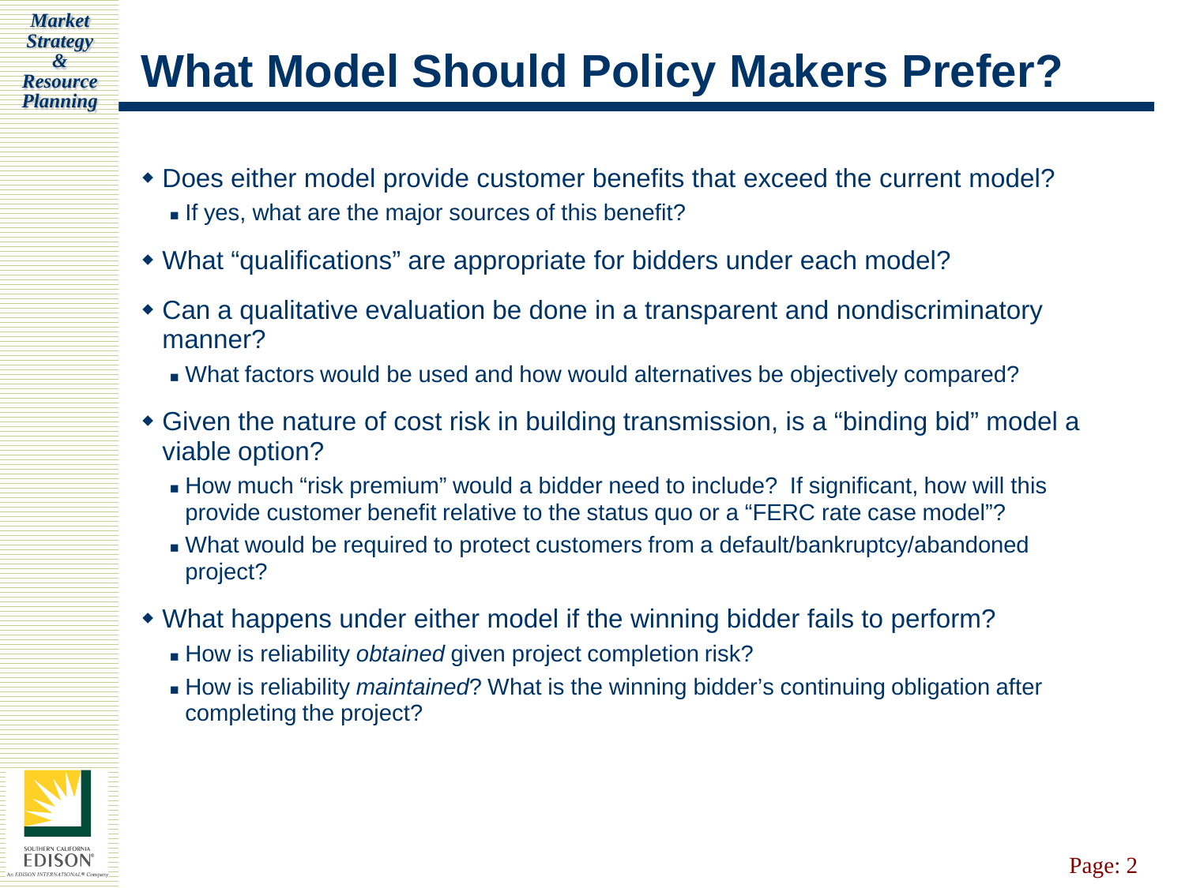# What Model Should Policy Makers Prefer?

- Does either model provide customer benefits that exceed the current model?
  - If yes, what are the major sources of this benefit?
- What "qualifications" are appropriate for bidders under each model?
- Can a qualitative evaluation be done in a transparent and nondiscriminatory manner?
  - What factors would be used and how would alternatives be objectively compared?
- Given the nature of cost risk in building transmission, is a "binding bid" model a viable option?
  - How much "risk premium" would a bidder need to include? If significant, how will this provide customer benefit relative to the status quo or a "FERC rate case model"?
  - What would be required to protect customers from a default/bankruptcy/abandoned project?
- What happens under either model if the winning bidder fails to perform?
  - How is reliability *obtained* given project completion risk?
  - How is reliability *maintained*? What is the winning bidder's continuing obligation after completing the project?